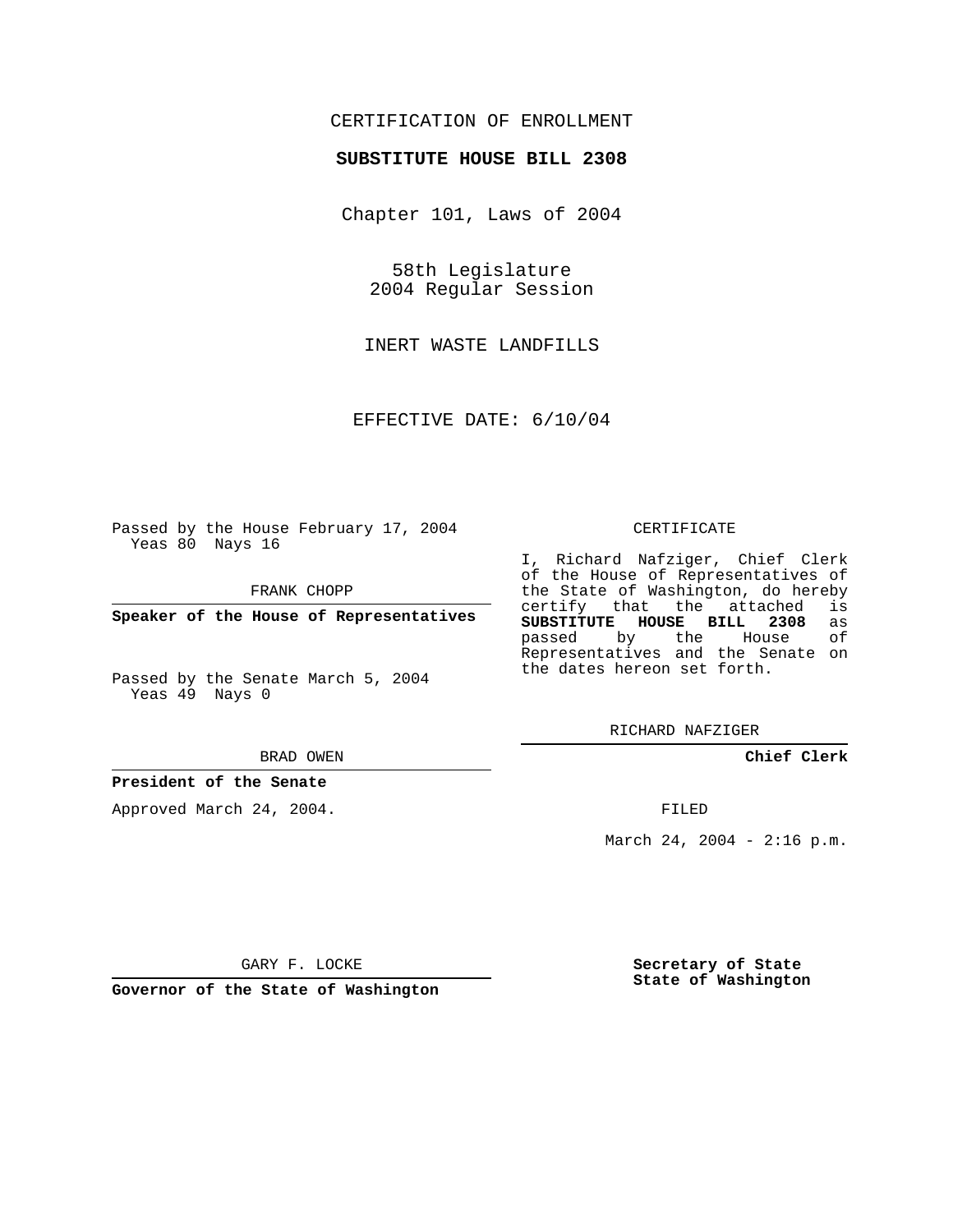CERTIFICATION OF ENROLLMENT

**SUBSTITUTE HOUSE BILL 2308**

Chapter 101, Laws of 2004

58th Legislature
2004 Regular Session

INERT WASTE LANDFILLS

EFFECTIVE DATE: 6/10/04

Passed by the House February 17, 2004
Yeas 80 Nays 16

FRANK CHOPP

**Speaker of the House of Representatives**

Passed by the Senate March 5, 2004
Yeas 49 Nays 0

BRAD OWEN

**President of the Senate**

Approved March 24, 2004.

GARY F. LOCKE

**Governor of the State of Washington**

CERTIFICATE

I, Richard Nafziger, Chief Clerk of the House of Representatives of the State of Washington, do hereby certify that the attached is **SUBSTITUTE HOUSE BILL 2308** as passed by the House of Representatives and the Senate on the dates hereon set forth.

RICHARD NAFZIGER

**Chief Clerk**

FILED

March 24, 2004 - 2:16 p.m.

**Secretary of State**
**State of Washington**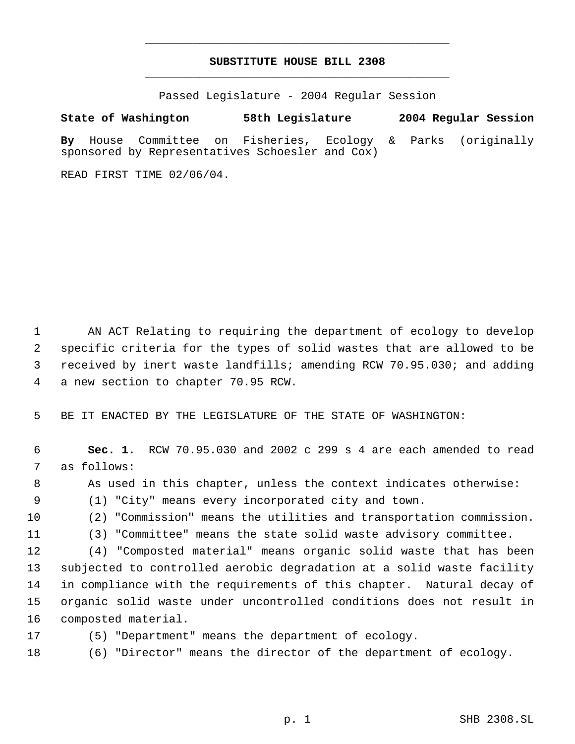# SUBSTITUTE HOUSE BILL 2308

Passed Legislature - 2004 Regular Session

**State of Washington 58th Legislature 2004 Regular Session**

**By** House Committee on Fisheries, Ecology & Parks (originally sponsored by Representatives Schoesler and Cox)

READ FIRST TIME 02/06/04.

AN ACT Relating to requiring the department of ecology to develop specific criteria for the types of solid wastes that are allowed to be received by inert waste landfills; amending RCW 70.95.030; and adding a new section to chapter 70.95 RCW.

BE IT ENACTED BY THE LEGISLATURE OF THE STATE OF WASHINGTON:

**Sec. 1.** RCW 70.95.030 and 2002 c 299 s 4 are each amended to read as follows:

As used in this chapter, unless the context indicates otherwise:

(1) "City" means every incorporated city and town.

(2) "Commission" means the utilities and transportation commission.

(3) "Committee" means the state solid waste advisory committee.

(4) "Composted material" means organic solid waste that has been subjected to controlled aerobic degradation at a solid waste facility in compliance with the requirements of this chapter. Natural decay of organic solid waste under uncontrolled conditions does not result in composted material.

(5) "Department" means the department of ecology.

(6) "Director" means the director of the department of ecology.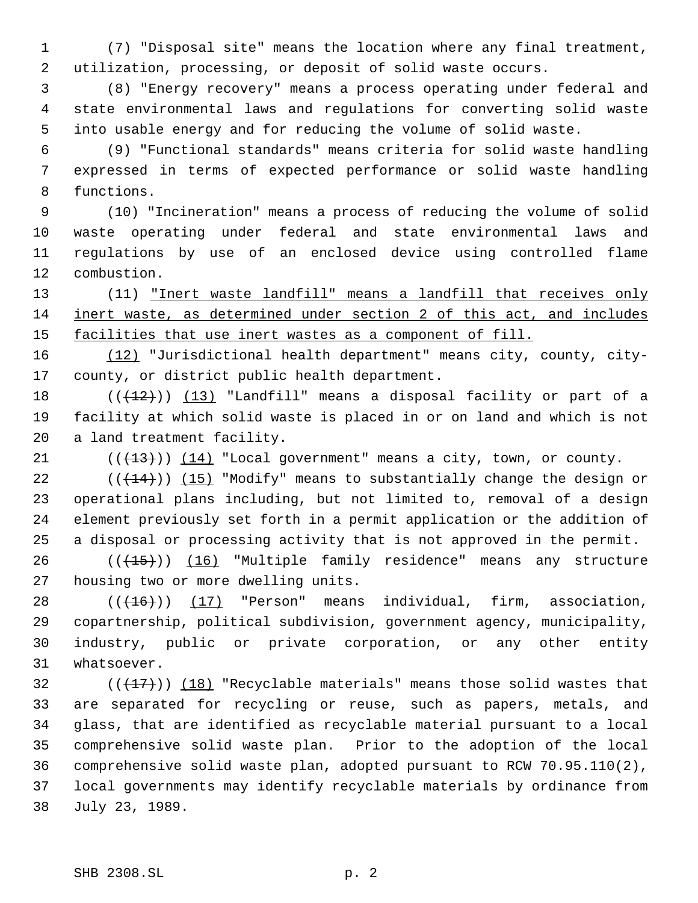(7) "Disposal site" means the location where any final treatment, utilization, processing, or deposit of solid waste occurs.

(8) "Energy recovery" means a process operating under federal and state environmental laws and regulations for converting solid waste into usable energy and for reducing the volume of solid waste.

(9) "Functional standards" means criteria for solid waste handling expressed in terms of expected performance or solid waste handling functions.

(10) "Incineration" means a process of reducing the volume of solid waste operating under federal and state environmental laws and regulations by use of an enclosed device using controlled flame combustion.

(11) "Inert waste landfill" means a landfill that receives only inert waste, as determined under section 2 of this act, and includes facilities that use inert wastes as a component of fill.

(12) "Jurisdictional health department" means city, county, city-county, or district public health department.

(((12))) (13) "Landfill" means a disposal facility or part of a facility at which solid waste is placed in or on land and which is not a land treatment facility.

(((13))) (14) "Local government" means a city, town, or county.

(((14))) (15) "Modify" means to substantially change the design or operational plans including, but not limited to, removal of a design element previously set forth in a permit application or the addition of a disposal or processing activity that is not approved in the permit.

(((15))) (16) "Multiple family residence" means any structure housing two or more dwelling units.

(((16))) (17) "Person" means individual, firm, association, copartnership, political subdivision, government agency, municipality, industry, public or private corporation, or any other entity whatsoever.

(((17))) (18) "Recyclable materials" means those solid wastes that are separated for recycling or reuse, such as papers, metals, and glass, that are identified as recyclable material pursuant to a local comprehensive solid waste plan. Prior to the adoption of the local comprehensive solid waste plan, adopted pursuant to RCW 70.95.110(2), local governments may identify recyclable materials by ordinance from July 23, 1989.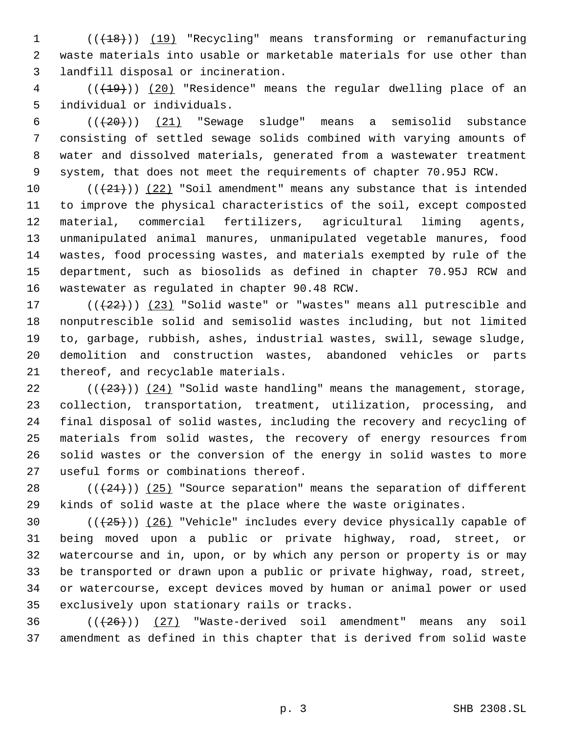((~~(18)~~)) <u>(19)</u> "Recycling" means transforming or remanufacturing waste materials into usable or marketable materials for use other than landfill disposal or incineration.

((~~(19)~~)) <u>(20)</u> "Residence" means the regular dwelling place of an individual or individuals.

((~~(20)~~)) <u>(21)</u> "Sewage sludge" means a semisolid substance consisting of settled sewage solids combined with varying amounts of water and dissolved materials, generated from a wastewater treatment system, that does not meet the requirements of chapter 70.95J RCW.

((~~(21)~~)) <u>(22)</u> "Soil amendment" means any substance that is intended to improve the physical characteristics of the soil, except composted material, commercial fertilizers, agricultural liming agents, unmanipulated animal manures, unmanipulated vegetable manures, food wastes, food processing wastes, and materials exempted by rule of the department, such as biosolids as defined in chapter 70.95J RCW and wastewater as regulated in chapter 90.48 RCW.

((~~(22)~~)) <u>(23)</u> "Solid waste" or "wastes" means all putrescible and nonputrescible solid and semisolid wastes including, but not limited to, garbage, rubbish, ashes, industrial wastes, swill, sewage sludge, demolition and construction wastes, abandoned vehicles or parts thereof, and recyclable materials.

((~~(23)~~)) <u>(24)</u> "Solid waste handling" means the management, storage, collection, transportation, treatment, utilization, processing, and final disposal of solid wastes, including the recovery and recycling of materials from solid wastes, the recovery of energy resources from solid wastes or the conversion of the energy in solid wastes to more useful forms or combinations thereof.

((~~(24)~~)) <u>(25)</u> "Source separation" means the separation of different kinds of solid waste at the place where the waste originates.

((~~(25)~~)) <u>(26)</u> "Vehicle" includes every device physically capable of being moved upon a public or private highway, road, street, or watercourse and in, upon, or by which any person or property is or may be transported or drawn upon a public or private highway, road, street, or watercourse, except devices moved by human or animal power or used exclusively upon stationary rails or tracks.

((~~(26)~~)) <u>(27)</u> "Waste-derived soil amendment" means any soil amendment as defined in this chapter that is derived from solid waste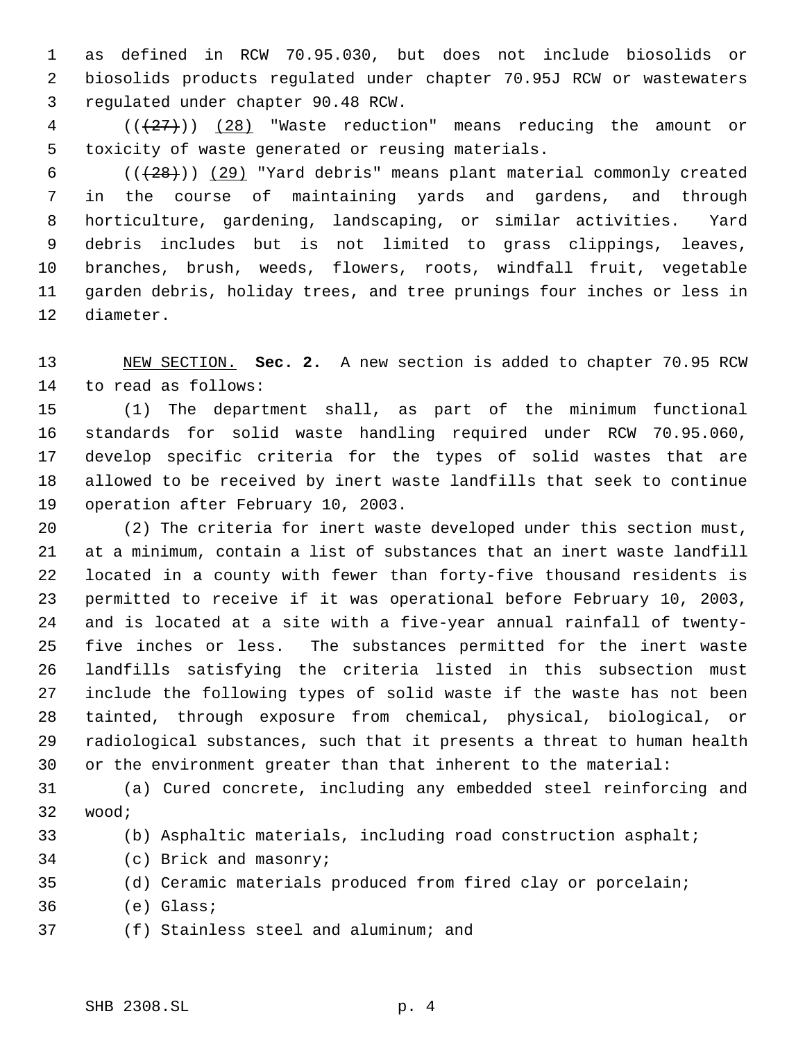as defined in RCW 70.95.030, but does not include biosolids or biosolids products regulated under chapter 70.95J RCW or wastewaters regulated under chapter 90.48 RCW.

((~~(27)~~)) (28) "Waste reduction" means reducing the amount or toxicity of waste generated or reusing materials.

((~~(28)~~)) (29) "Yard debris" means plant material commonly created in the course of maintaining yards and gardens, and through horticulture, gardening, landscaping, or similar activities. Yard debris includes but is not limited to grass clippings, leaves, branches, brush, weeds, flowers, roots, windfall fruit, vegetable garden debris, holiday trees, and tree prunings four inches or less in diameter.

NEW SECTION. **Sec. 2.** A new section is added to chapter 70.95 RCW to read as follows:

(1) The department shall, as part of the minimum functional standards for solid waste handling required under RCW 70.95.060, develop specific criteria for the types of solid wastes that are allowed to be received by inert waste landfills that seek to continue operation after February 10, 2003.

(2) The criteria for inert waste developed under this section must, at a minimum, contain a list of substances that an inert waste landfill located in a county with fewer than forty-five thousand residents is permitted to receive if it was operational before February 10, 2003, and is located at a site with a five-year annual rainfall of twenty-five inches or less. The substances permitted for the inert waste landfills satisfying the criteria listed in this subsection must include the following types of solid waste if the waste has not been tainted, through exposure from chemical, physical, biological, or radiological substances, such that it presents a threat to human health or the environment greater than that inherent to the material:

(a) Cured concrete, including any embedded steel reinforcing and wood;

(b) Asphaltic materials, including road construction asphalt;

(c) Brick and masonry;

(d) Ceramic materials produced from fired clay or porcelain;

(e) Glass;

(f) Stainless steel and aluminum; and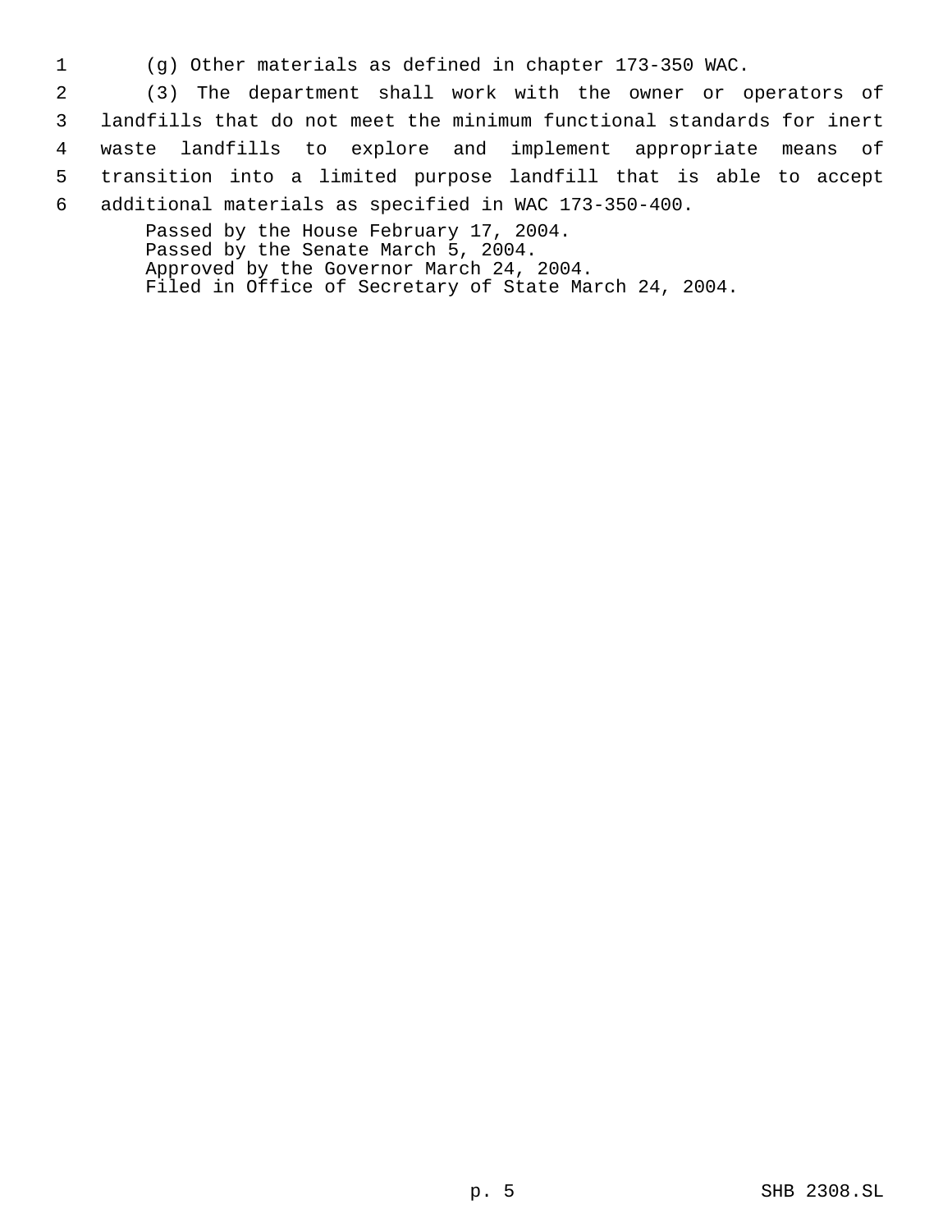(g) Other materials as defined in chapter 173-350 WAC.

(3) The department shall work with the owner or operators of landfills that do not meet the minimum functional standards for inert waste landfills to explore and implement appropriate means of transition into a limited purpose landfill that is able to accept additional materials as specified in WAC 173-350-400.

Passed by the House February 17, 2004.
Passed by the Senate March 5, 2004.
Approved by the Governor March 24, 2004.
Filed in Office of Secretary of State March 24, 2004.